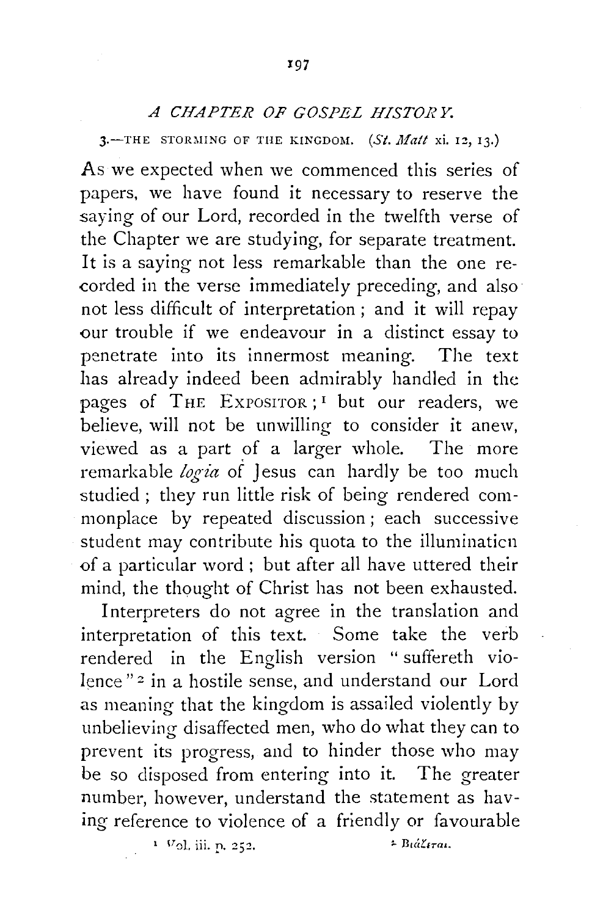# *A CHAPTER OF GOSPEL HISTORY.*

## 3.—THE STORMING OF THE KINGDOM. (*St. Matt* xi. 12, 13.)

As we expected when we commenced this series of papers, we have found it necessary to reserve the saying of our Lord, recorded in the twelfth verse of the Chapter we are studying, for separate treatment. It is a saying not less remarkable than the one recorded in the verse immediately preceding, and also not less difficult of interpretation; and it will repay our trouble if we endeavour in a distinct essay to penetrate into its innermost meaning. The text has already indeed been admirably handled in the pages of THE EXPOSITOR;[1] but our readers, we believe, will not be unwilling to consider it anew, viewed as a part of a larger whole. The more remarkable *logia* of Jesus can hardly be too much studied; they run little risk of being rendered commonplace by repeated discussion; each successive student may contribute his quota to the illumination of a particular word; but after all have uttered their mind, the thought of Christ has not been exhausted.

Interpreters do not agree in the translation and interpretation of this text. Some take the verb rendered in the English version "suffereth violence"[2] in a hostile sense, and understand our Lord as meaning that the kingdom is assailed violently by unbelieving disaffected men, who do what they can to prevent its progress, and to hinder those who may be so disposed from entering into it. The greater number, however, understand the statement as having reference to violence of a friendly or favourable

[1] Vol. iii. p. 252.

[2] Βιάζεται.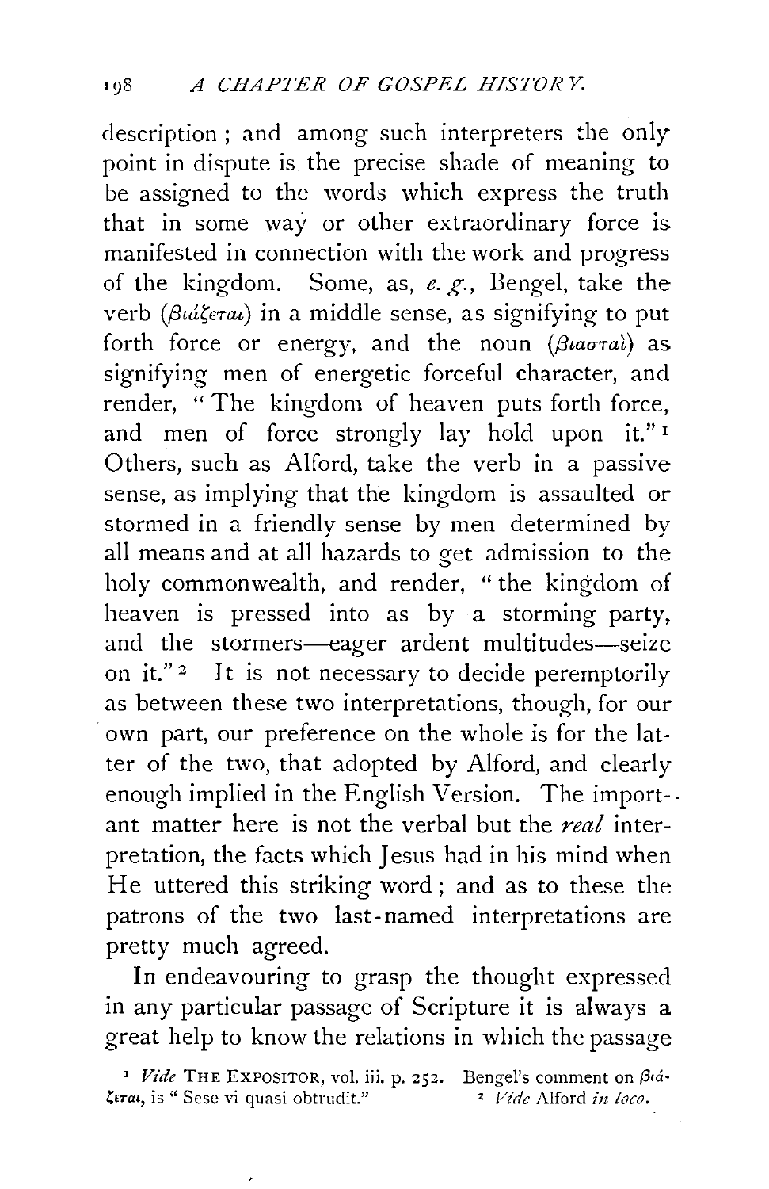description; and among such interpreters the only point in dispute is the precise shade of meaning to be assigned to the words which express the truth that in some way or other extraordinary force is manifested in connection with the work and progress of the kingdom. Some, as, *e. g.*, Bengel, take the verb (βιάζεται) in a middle sense, as signifying to put forth force or energy, and the noun (βιασταὶ) as signifying men of energetic forceful character, and render, "The kingdom of heaven puts forth force, and men of force strongly lay hold upon it."[1] Others, such as Alford, take the verb in a passive sense, as implying that the kingdom is assaulted or stormed in a friendly sense by men determined by all means and at all hazards to get admission to the holy commonwealth, and render, "the kingdom of heaven is pressed into as by a storming party, and the stormers—eager ardent multitudes—seize on it."[2] It is not necessary to decide peremptorily as between these two interpretations, though, for our own part, our preference on the whole is for the latter of the two, that adopted by Alford, and clearly enough implied in the English Version. The important matter here is not the verbal but the *real* interpretation, the facts which Jesus had in his mind when He uttered this striking word; and as to these the patrons of the two last-named interpretations are pretty much agreed.

In endeavouring to grasp the thought expressed in any particular passage of Scripture it is always a great help to know the relations in which the passage

[1] *Vide* THE EXPOSITOR, vol. iii. p. 252. Bengel's comment on βιάζεται, is "Sese vi quasi obtrudit."

[2] *Vide* Alford *in loco*.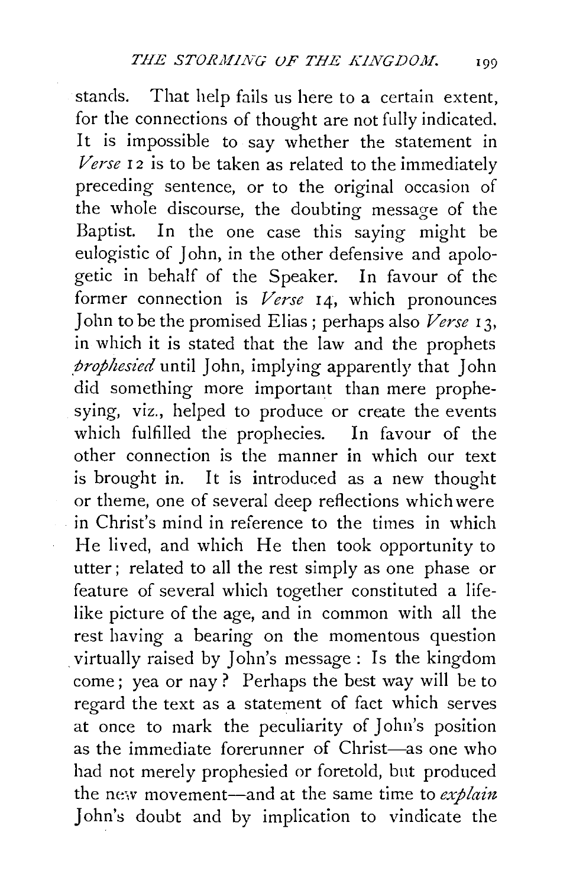stands. That help fails us here to a certain extent, for the connections of thought are not fully indicated. It is impossible to say whether the statement in *Verse* 12 is to be taken as related to the immediately preceding sentence, or to the original occasion of the whole discourse, the doubting message of the Baptist. In the one case this saying might be eulogistic of John, in the other defensive and apologetic in behalf of the Speaker. In favour of the former connection is *Verse* 14, which pronounces John to be the promised Elias; perhaps also *Verse* 13, in which it is stated that the law and the prophets *prophesied* until John, implying apparently that John did something more important than mere prophesying, viz., helped to produce or create the events which fulfilled the prophecies. In favour of the other connection is the manner in which our text is brought in. It is introduced as a new thought or theme, one of several deep reflections which were in Christ's mind in reference to the times in which He lived, and which He then took opportunity to utter; related to all the rest simply as one phase or feature of several which together constituted a life-like picture of the age, and in common with all the rest having a bearing on the momentous question virtually raised by John's message: Is the kingdom come; yea or nay? Perhaps the best way will be to regard the text as a statement of fact which serves at once to mark the peculiarity of John's position as the immediate forerunner of Christ—as one who had not merely prophesied or foretold, but produced the new movement—and at the same time to *explain* John's doubt and by implication to vindicate the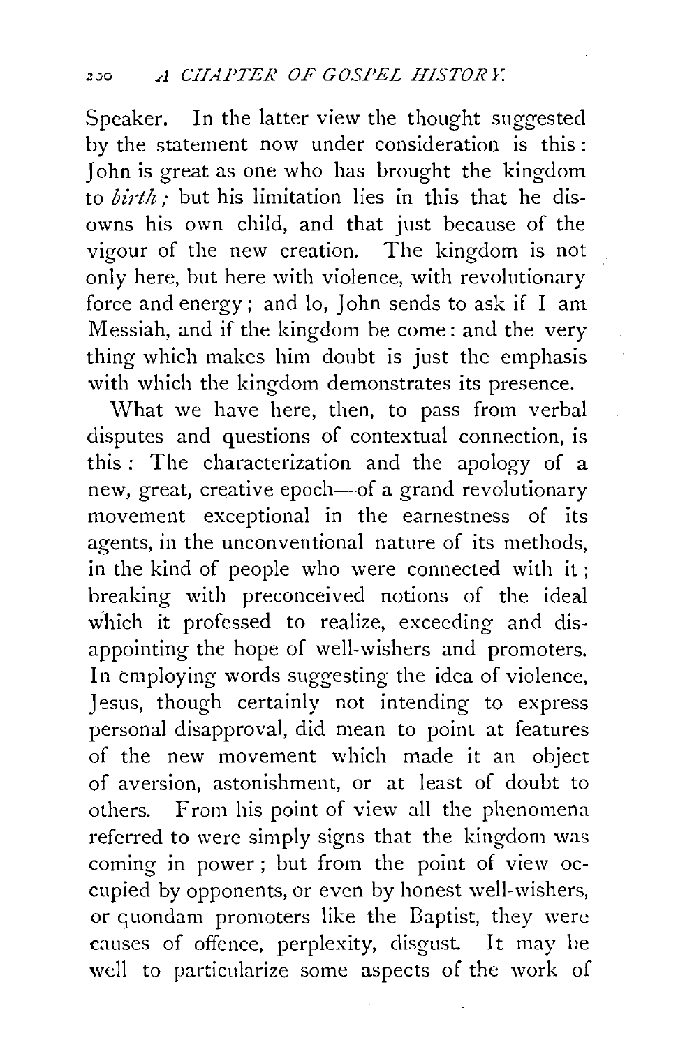Speaker. In the latter view the thought suggested by the statement now under consideration is this: John is great as one who has brought the kingdom to *birth;* but his limitation lies in this that he disowns his own child, and that just because of the vigour of the new creation. The kingdom is not only here, but here with violence, with revolutionary force and energy; and lo, John sends to ask if I am Messiah, and if the kingdom be come: and the very thing which makes him doubt is just the emphasis with which the kingdom demonstrates its presence.

What we have here, then, to pass from verbal disputes and questions of contextual connection, is this: The characterization and the apology of a new, great, creative epoch—of a grand revolutionary movement exceptional in the earnestness of its agents, in the unconventional nature of its methods, in the kind of people who were connected with it; breaking with preconceived notions of the ideal which it professed to realize, exceeding and disappointing the hope of well-wishers and promoters. In employing words suggesting the idea of violence, Jesus, though certainly not intending to express personal disapproval, did mean to point at features of the new movement which made it an object of aversion, astonishment, or at least of doubt to others. From his point of view all the phenomena referred to were simply signs that the kingdom was coming in power; but from the point of view occupied by opponents, or even by honest well-wishers, or quondam promoters like the Baptist, they were causes of offence, perplexity, disgust. It may be well to particularize some aspects of the work of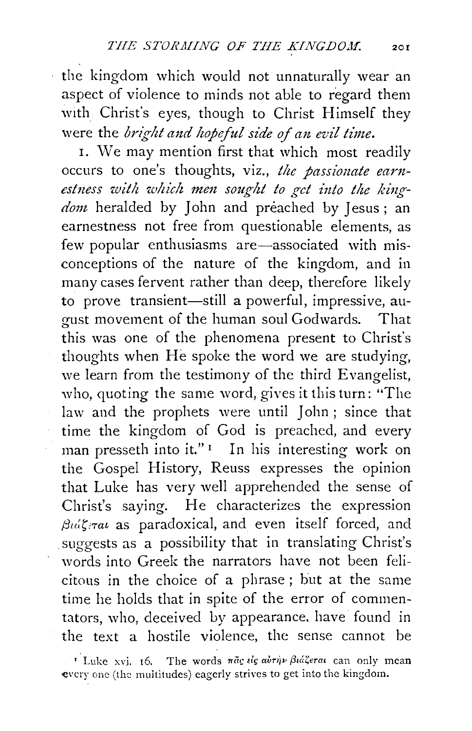the kingdom which would not unnaturally wear an aspect of violence to minds not able to regard them with Christ's eyes, though to Christ Himself they were the *bright and hopeful side of an evil time.*

1. We may mention first that which most readily occurs to one's thoughts, viz., *the passionate earnestness with which men sought to get into the kingdom* heralded by John and preached by Jesus; an earnestness not free from questionable elements, as few popular enthusiasms are—associated with misconceptions of the nature of the kingdom, and in many cases fervent rather than deep, therefore likely to prove transient—still a powerful, impressive, august movement of the human soul Godwards. That this was one of the phenomena present to Christ's thoughts when He spoke the word we are studying, we learn from the testimony of the third Evangelist, who, quoting the same word, gives it this turn: "The law and the prophets were until John; since that time the kingdom of God is preached, and every man presseth into it."[1] In his interesting work on the Gospel History, Reuss expresses the opinion that Luke has very well apprehended the sense of Christ's saying. He characterizes the expression βιάζεται as paradoxical, and even itself forced, and suggests as a possibility that in translating Christ's words into Greek the narrators have not been felicitous in the choice of a phrase; but at the same time he holds that in spite of the error of commentators, who, deceived by appearance, have found in the text a hostile violence, the sense cannot be

[1] Luke xvi. 16. The words πᾶς εἰς αὐτὴν βιάζεται can only mean every one (the multitudes) eagerly strives to get into the kingdom.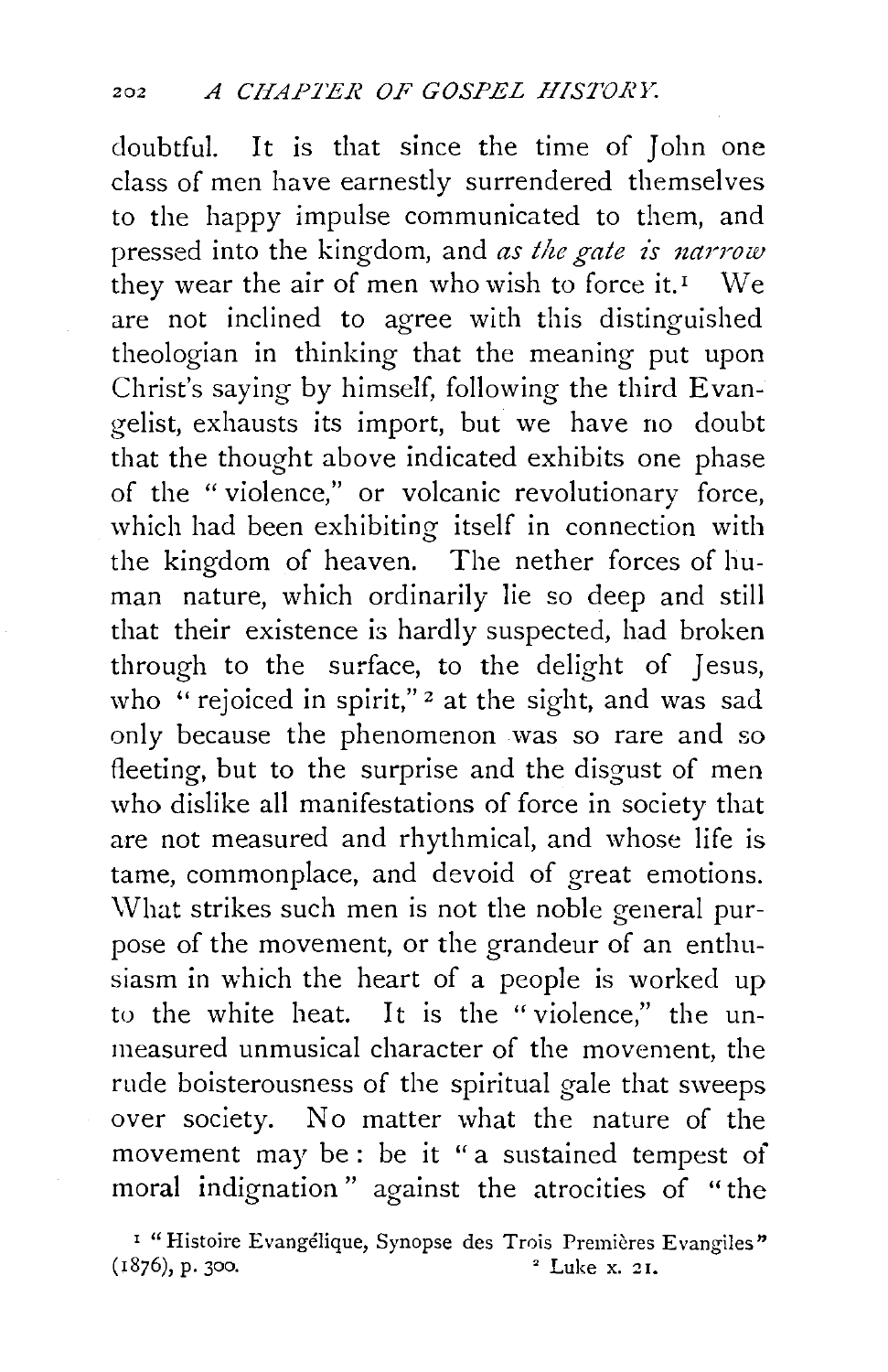doubtful. It is that since the time of John one class of men have earnestly surrendered themselves to the happy impulse communicated to them, and pressed into the kingdom, and *as the gate is narrow* they wear the air of men who wish to force it.[1] We are not inclined to agree with this distinguished theologian in thinking that the meaning put upon Christ's saying by himself, following the third Evangelist, exhausts its import, but we have no doubt that the thought above indicated exhibits one phase of the "violence," or volcanic revolutionary force, which had been exhibiting itself in connection with the kingdom of heaven. The nether forces of human nature, which ordinarily lie so deep and still that their existence is hardly suspected, had broken through to the surface, to the delight of Jesus, who "rejoiced in spirit,"[2] at the sight, and was sad only because the phenomenon was so rare and so fleeting, but to the surprise and the disgust of men who dislike all manifestations of force in society that are not measured and rhythmical, and whose life is tame, commonplace, and devoid of great emotions. What strikes such men is not the noble general purpose of the movement, or the grandeur of an enthusiasm in which the heart of a people is worked up to the white heat. It is the "violence," the unmeasured unmusical character of the movement, the rude boisterousness of the spiritual gale that sweeps over society. No matter what the nature of the movement may be: be it "a sustained tempest of moral indignation" against the atrocities of "the

[1] "Histoire Evangélique, Synopse des Trois Premières Evangiles" (1876), p. 300.

[2] Luke x. 21.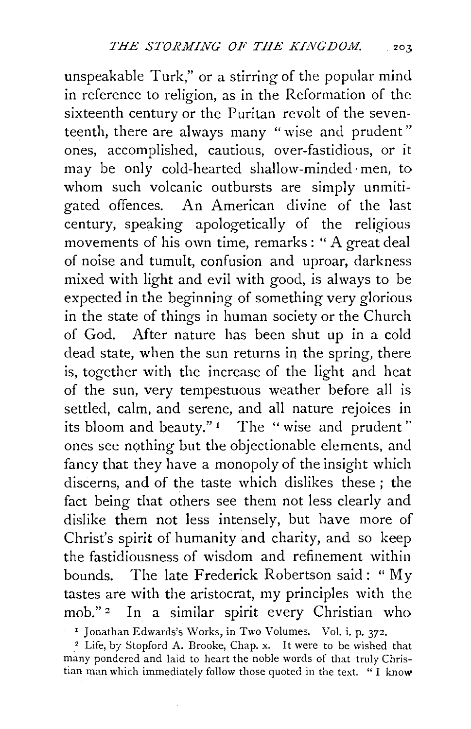unspeakable Turk," or a stirring of the popular mind in reference to religion, as in the Reformation of the sixteenth century or the Puritan revolt of the seventeenth, there are always many "wise and prudent" ones, accomplished, cautious, over-fastidious, or it may be only cold-hearted shallow-minded men, to whom such volcanic outbursts are simply unmitigated offences. An American divine of the last century, speaking apologetically of the religious movements of his own time, remarks: "A great deal of noise and tumult, confusion and uproar, darkness mixed with light and evil with good, is always to be expected in the beginning of something very glorious in the state of things in human society or the Church of God. After nature has been shut up in a cold dead state, when the sun returns in the spring, there is, together with the increase of the light and heat of the sun, very tempestuous weather before all is settled, calm, and serene, and all nature rejoices in its bloom and beauty."[1] The "wise and prudent" ones see nothing but the objectionable elements, and fancy that they have a monopoly of the insight which discerns, and of the taste which dislikes these; the fact being that others see them not less clearly and dislike them not less intensely, but have more of Christ's spirit of humanity and charity, and so keep the fastidiousness of wisdom and refinement within bounds. The late Frederick Robertson said: "My tastes are with the aristocrat, my principles with the mob."[2] In a similar spirit every Christian who

[1] Jonathan Edwards's Works, in Two Volumes. Vol. i. p. 372.

[2] Life, by Stopford A. Brooke, Chap. x. It were to be wished that many pondered and laid to heart the noble words of that truly Christian man which immediately follow those quoted in the text. "I know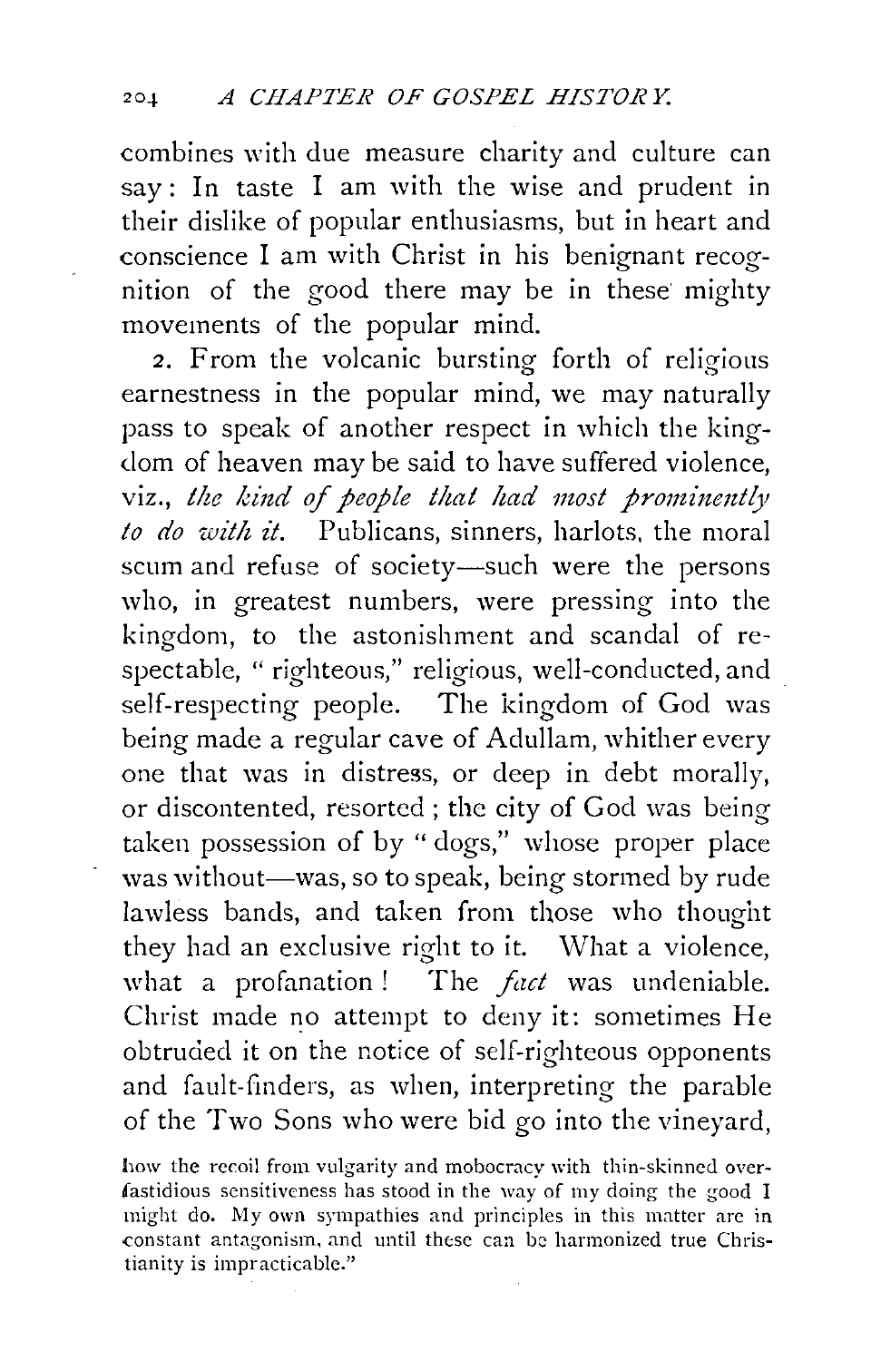combines with due measure charity and culture can say: In taste I am with the wise and prudent in their dislike of popular enthusiasms, but in heart and conscience I am with Christ in his benignant recognition of the good there may be in these mighty movements of the popular mind.

2. From the volcanic bursting forth of religious earnestness in the popular mind, we may naturally pass to speak of another respect in which the kingdom of heaven may be said to have suffered violence, viz., *the kind of people that had most prominently to do with it.* Publicans, sinners, harlots, the moral scum and refuse of society—such were the persons who, in greatest numbers, were pressing into the kingdom, to the astonishment and scandal of respectable, "righteous," religious, well-conducted, and self-respecting people. The kingdom of God was being made a regular cave of Adullam, whither every one that was in distress, or deep in debt morally, or discontented, resorted; the city of God was being taken possession of by "dogs," whose proper place was without—was, so to speak, being stormed by rude lawless bands, and taken from those who thought they had an exclusive right to it. What a violence, what a profanation! The *fact* was undeniable. Christ made no attempt to deny it: sometimes He obtruded it on the notice of self-righteous opponents and fault-finders, as when, interpreting the parable of the Two Sons who were bid go into the vineyard,

how the recoil from vulgarity and mobocracy with thin-skinned over-fastidious sensitiveness has stood in the way of my doing the good I might do. My own sympathies and principles in this matter are in constant antagonism, and until these can be harmonized true Christianity is impracticable."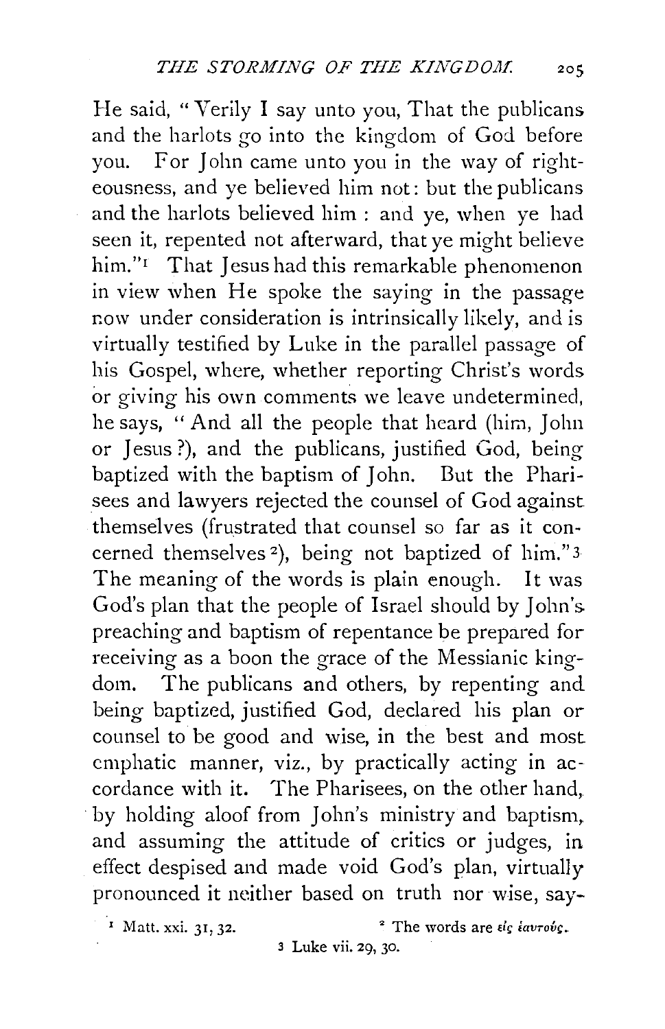He said, "Verily I say unto you, That the publicans and the harlots go into the kingdom of God before you. For John came unto you in the way of righteousness, and ye believed him not: but the publicans and the harlots believed him : and ye, when ye had seen it, repented not afterward, that ye might believe him."[1] That Jesus had this remarkable phenomenon in view when He spoke the saying in the passage now under consideration is intrinsically likely, and is virtually testified by Luke in the parallel passage of his Gospel, where, whether reporting Christ's words or giving his own comments we leave undetermined, he says, "And all the people that heard (him, John or Jesus ?), and the publicans, justified God, being baptized with the baptism of John. But the Pharisees and lawyers rejected the counsel of God against themselves (frustrated that counsel so far as it concerned themselves[2]), being not baptized of him."[3] The meaning of the words is plain enough. It was God's plan that the people of Israel should by John's preaching and baptism of repentance be prepared for receiving as a boon the grace of the Messianic kingdom. The publicans and others, by repenting and being baptized, justified God, declared his plan or counsel to be good and wise, in the best and most emphatic manner, viz., by practically acting in accordance with it. The Pharisees, on the other hand, by holding aloof from John's ministry and baptism, and assuming the attitude of critics or judges, in effect despised and made void God's plan, virtually pronounced it neither based on truth nor wise, say-

[1] Matt. xxi. 31, 32.

[2] The words are εἰς ἑαυτούς.

[3] Luke vii. 29, 30.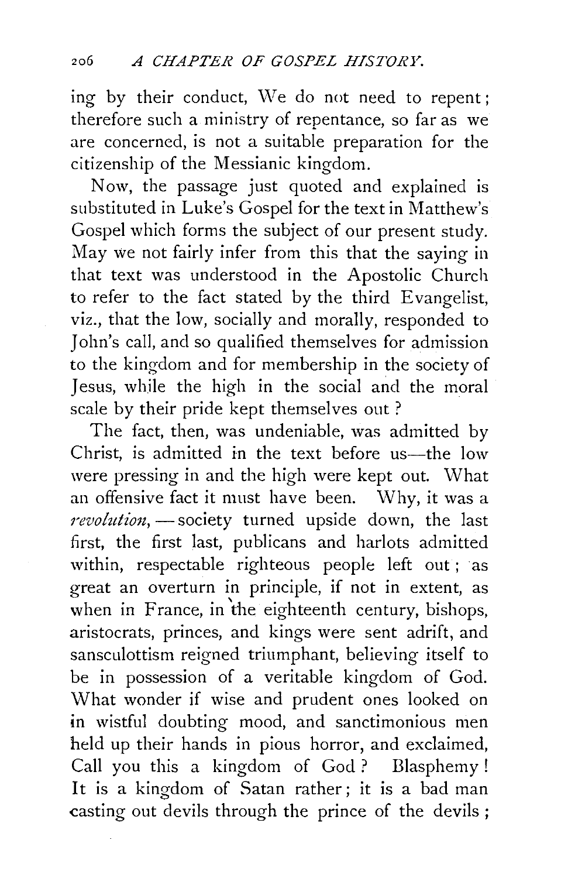ing by their conduct, We do not need to repent; therefore such a ministry of repentance, so far as we are concerned, is not a suitable preparation for the citizenship of the Messianic kingdom.

Now, the passage just quoted and explained is substituted in Luke's Gospel for the text in Matthew's Gospel which forms the subject of our present study. May we not fairly infer from this that the saying in that text was understood in the Apostolic Church to refer to the fact stated by the third Evangelist, viz., that the low, socially and morally, responded to John's call, and so qualified themselves for admission to the kingdom and for membership in the society of Jesus, while the high in the social and the moral scale by their pride kept themselves out?

The fact, then, was undeniable, was admitted by Christ, is admitted in the text before us—the low were pressing in and the high were kept out. What an offensive fact it must have been. Why, it was a *revolution*, — society turned upside down, the last first, the first last, publicans and harlots admitted within, respectable righteous people left out; as great an overturn in principle, if not in extent, as when in France, in the eighteenth century, bishops, aristocrats, princes, and kings were sent adrift, and sansculottism reigned triumphant, believing itself to be in possession of a veritable kingdom of God. What wonder if wise and prudent ones looked on in wistful doubting mood, and sanctimonious men held up their hands in pious horror, and exclaimed, Call you this a kingdom of God? Blasphemy! It is a kingdom of Satan rather; it is a bad man casting out devils through the prince of the devils;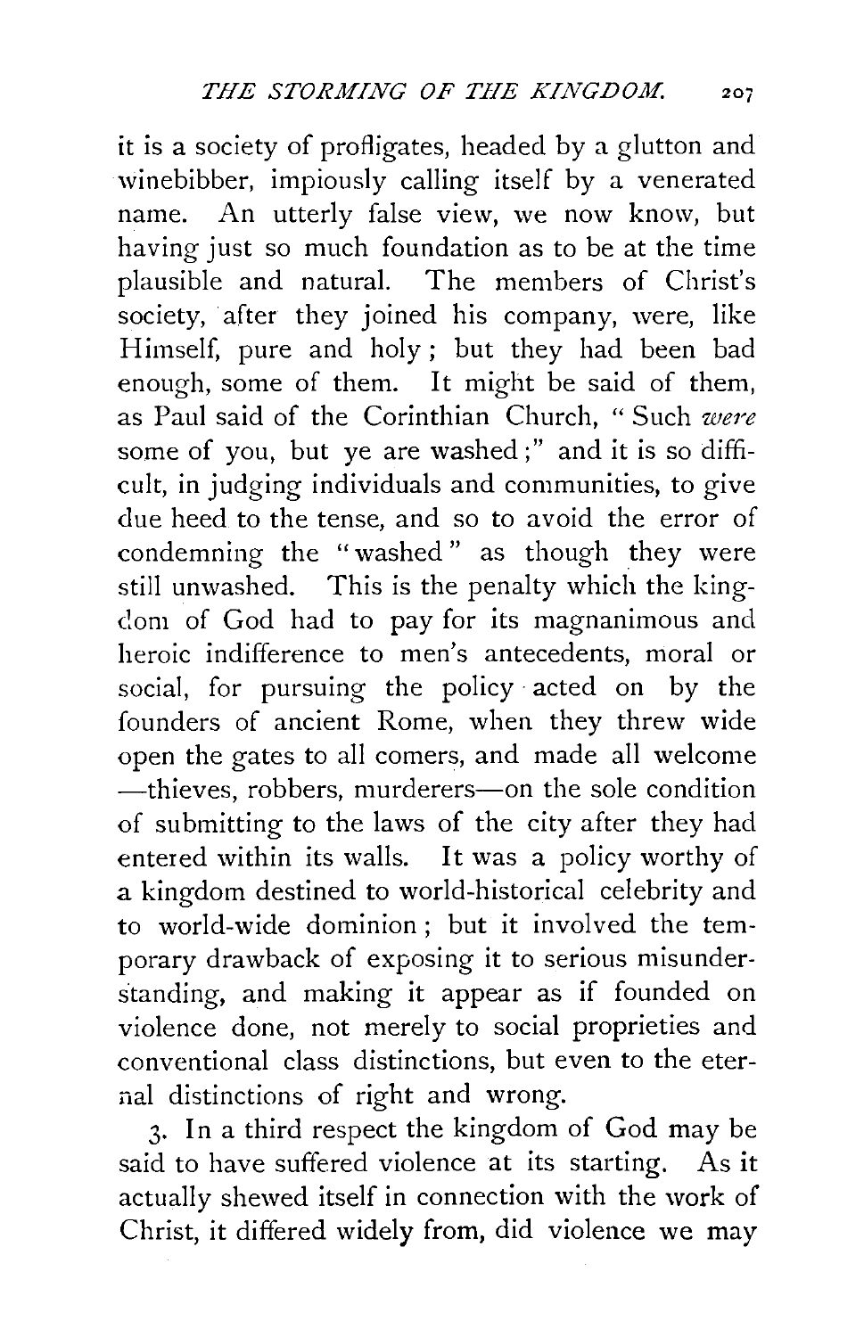it is a society of profligates, headed by a glutton and winebibber, impiously calling itself by a venerated name. An utterly false view, we now know, but having just so much foundation as to be at the time plausible and natural. The members of Christ's society, after they joined his company, were, like Himself, pure and holy; but they had been bad enough, some of them. It might be said of them, as Paul said of the Corinthian Church, "Such *were* some of you, but ye are washed;" and it is so difficult, in judging individuals and communities, to give due heed to the tense, and so to avoid the error of condemning the "washed" as though they were still unwashed. This is the penalty which the kingdom of God had to pay for its magnanimous and heroic indifference to men's antecedents, moral or social, for pursuing the policy acted on by the founders of ancient Rome, when they threw wide open the gates to all comers, and made all welcome—thieves, robbers, murderers—on the sole condition of submitting to the laws of the city after they had entered within its walls. It was a policy worthy of a kingdom destined to world-historical celebrity and to world-wide dominion; but it involved the temporary drawback of exposing it to serious misunderstanding, and making it appear as if founded on violence done, not merely to social proprieties and conventional class distinctions, but even to the eternal distinctions of right and wrong.

3. In a third respect the kingdom of God may be said to have suffered violence at its starting. As it actually shewed itself in connection with the work of Christ, it differed widely from, did violence we may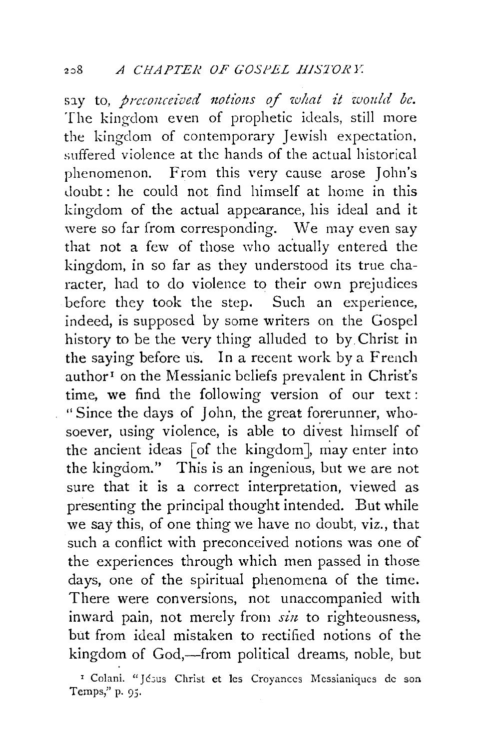say to, *preconceived notions of what it would be.* The kingdom even of prophetic ideals, still more the kingdom of contemporary Jewish expectation, suffered violence at the hands of the actual historical phenomenon. From this very cause arose John's doubt: he could not find himself at home in this kingdom of the actual appearance, his ideal and it were so far from corresponding. We may even say that not a few of those who actually entered the kingdom, in so far as they understood its true character, had to do violence to their own prejudices before they took the step. Such an experience, indeed, is supposed by some writers on the Gospel history to be the very thing alluded to by Christ in the saying before us. In a recent work by a French author[1] on the Messianic beliefs prevalent in Christ's time, we find the following version of our text: "Since the days of John, the great forerunner, whosoever, using violence, is able to divest himself of the ancient ideas [of the kingdom], may enter into the kingdom." This is an ingenious, but we are not sure that it is a correct interpretation, viewed as presenting the principal thought intended. But while we say this, of one thing we have no doubt, viz., that such a conflict with preconceived notions was one of the experiences through which men passed in those days, one of the spiritual phenomena of the time. There were conversions, not unaccompanied with inward pain, not merely from *sin* to righteousness, but from ideal mistaken to rectified notions of the kingdom of God,—from political dreams, noble, but

[1] Colani. "Jésus Christ et les Croyances Messianiques de son Temps," p. 95.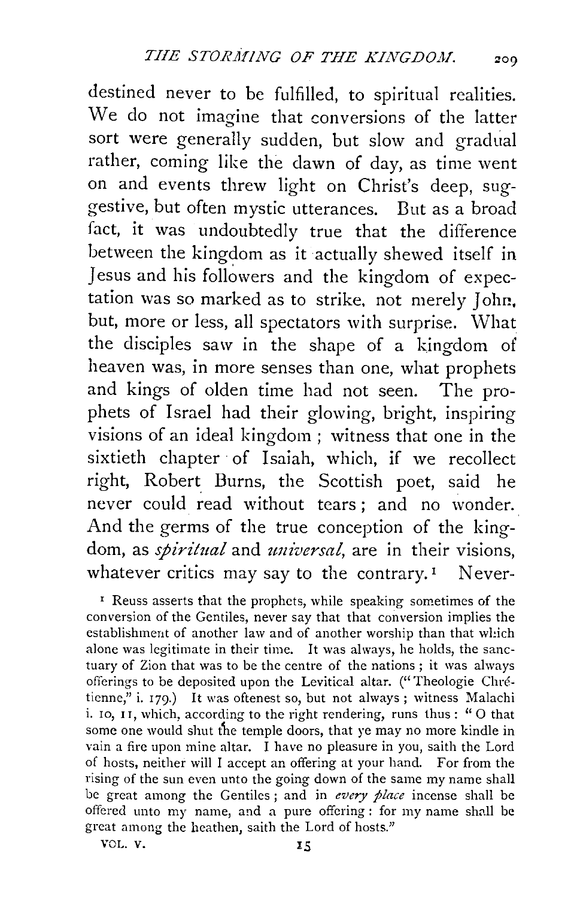destined never to be fulfilled, to spiritual realities. We do not imagine that conversions of the latter sort were generally sudden, but slow and gradual rather, coming like the dawn of day, as time went on and events threw light on Christ's deep, suggestive, but often mystic utterances. But as a broad fact, it was undoubtedly true that the difference between the kingdom as it actually shewed itself in Jesus and his followers and the kingdom of expectation was so marked as to strike, not merely John, but, more or less, all spectators with surprise. What the disciples saw in the shape of a kingdom of heaven was, in more senses than one, what prophets and kings of olden time had not seen. The prophets of Israel had their glowing, bright, inspiring visions of an ideal kingdom; witness that one in the sixtieth chapter of Isaiah, which, if we recollect right, Robert Burns, the Scottish poet, said he never could read without tears; and no wonder. And the germs of the true conception of the kingdom, as *spiritual* and *universal*, are in their visions, whatever critics may say to the contrary.[1] Never-

[1] Reuss asserts that the prophets, while speaking sometimes of the conversion of the Gentiles, never say that that conversion implies the establishment of another law and of another worship than that which alone was legitimate in their time. It was always, he holds, the sanctuary of Zion that was to be the centre of the nations; it was always offerings to be deposited upon the Levitical altar. ("Theologie Chrétienne," i. 179.) It was oftenest so, but not always; witness Malachi i. 10, 11, which, according to the right rendering, runs thus: "O that some one would shut the temple doors, that ye may no more kindle in vain a fire upon mine altar. I have no pleasure in you, saith the Lord of hosts, neither will I accept an offering at your hand. For from the rising of the sun even unto the going down of the same my name shall be great among the Gentiles; and in *every place* incense shall be offered unto my name, and a pure offering: for my name shall be great among the heathen, saith the Lord of hosts."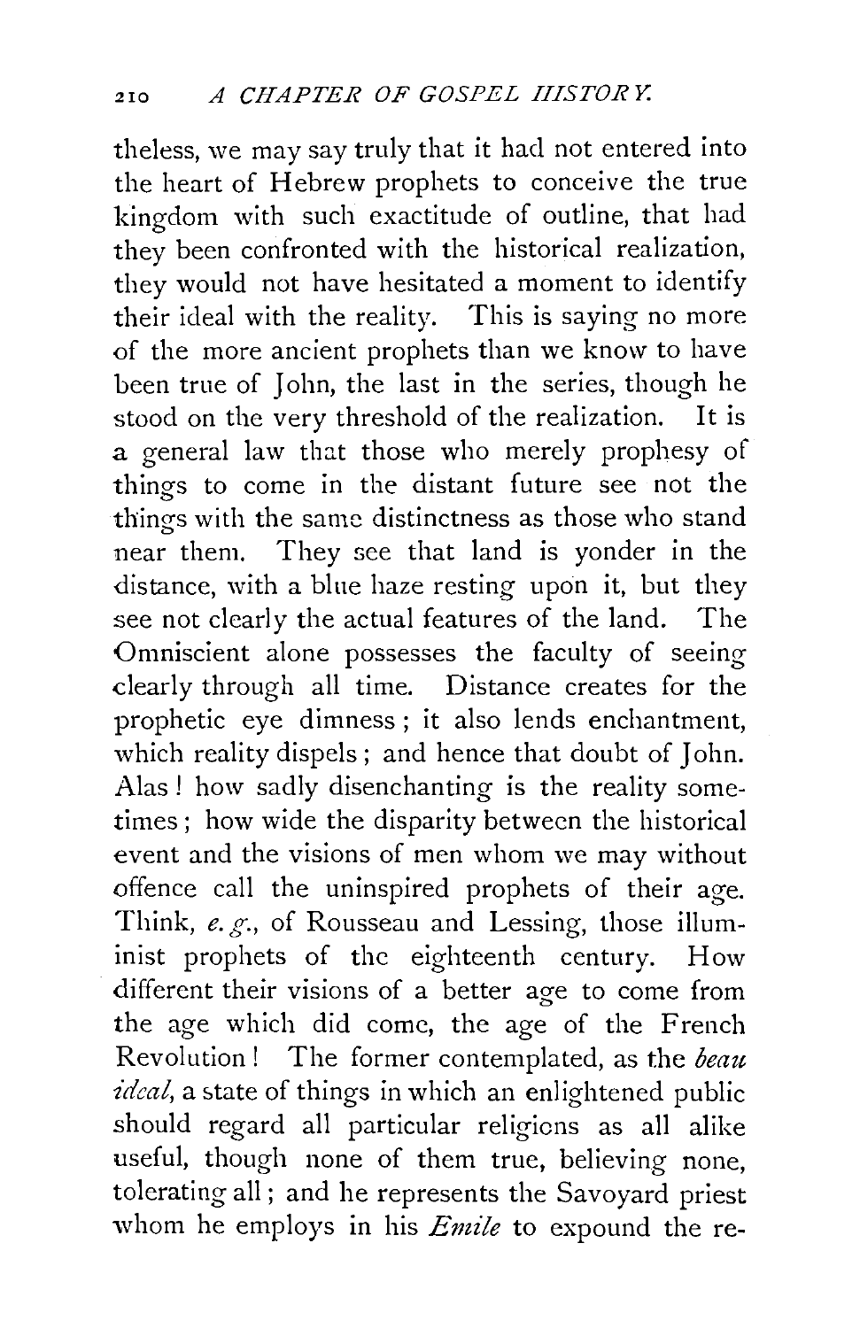theless, we may say truly that it had not entered into the heart of Hebrew prophets to conceive the true kingdom with such exactitude of outline, that had they been confronted with the historical realization, they would not have hesitated a moment to identify their ideal with the reality. This is saying no more of the more ancient prophets than we know to have been true of John, the last in the series, though he stood on the very threshold of the realization. It is a general law that those who merely prophesy of things to come in the distant future see not the things with the same distinctness as those who stand near them. They see that land is yonder in the distance, with a blue haze resting upon it, but they see not clearly the actual features of the land. The Omniscient alone possesses the faculty of seeing clearly through all time. Distance creates for the prophetic eye dimness; it also lends enchantment, which reality dispels; and hence that doubt of John. Alas! how sadly disenchanting is the reality sometimes; how wide the disparity between the historical event and the visions of men whom we may without offence call the uninspired prophets of their age. Think, *e.g.*, of Rousseau and Lessing, those illuminist prophets of the eighteenth century. How different their visions of a better age to come from the age which did come, the age of the French Revolution! The former contemplated, as the *beau idéal*, a state of things in which an enlightened public should regard all particular religions as all alike useful, though none of them true, believing none, tolerating all; and he represents the Savoyard priest whom he employs in his *Emile* to expound the re-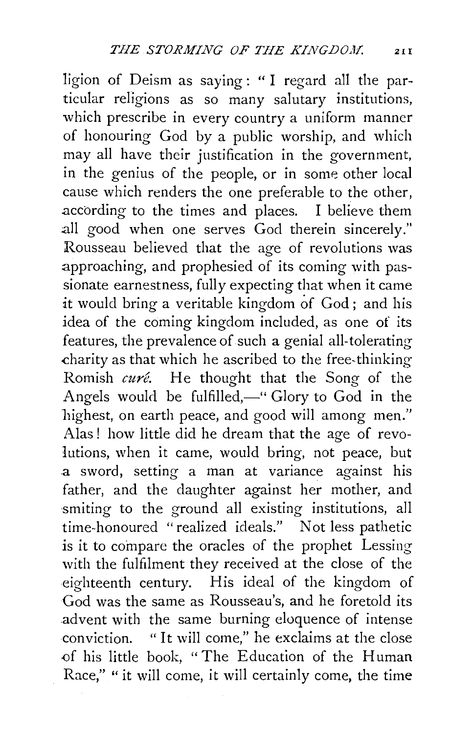ligion of Deism as saying: "I regard all the particular religions as so many salutary institutions, which prescribe in every country a uniform manner of honouring God by a public worship, and which may all have their justification in the government, in the genius of the people, or in some other local cause which renders the one preferable to the other, according to the times and places. I believe them all good when one serves God therein sincerely." Rousseau believed that the age of revolutions was approaching, and prophesied of its coming with passionate earnestness, fully expecting that when it came it would bring a veritable kingdom of God; and his idea of the coming kingdom included, as one of its features, the prevalence of such a genial all-tolerating charity as that which he ascribed to the free-thinking Romish *curé*. He thought that the Song of the Angels would be fulfilled,—"Glory to God in the highest, on earth peace, and good will among men." Alas! how little did he dream that the age of revolutions, when it came, would bring, not peace, but a sword, setting a man at variance against his father, and the daughter against her mother, and smiting to the ground all existing institutions, all time-honoured "realized ideals." Not less pathetic is it to compare the oracles of the prophet Lessing with the fulfilment they received at the close of the eighteenth century. His ideal of the kingdom of God was the same as Rousseau's, and he foretold its advent with the same burning eloquence of intense conviction. "It will come," he exclaims at the close of his little book, "The Education of the Human Race," "it will come, it will certainly come, the time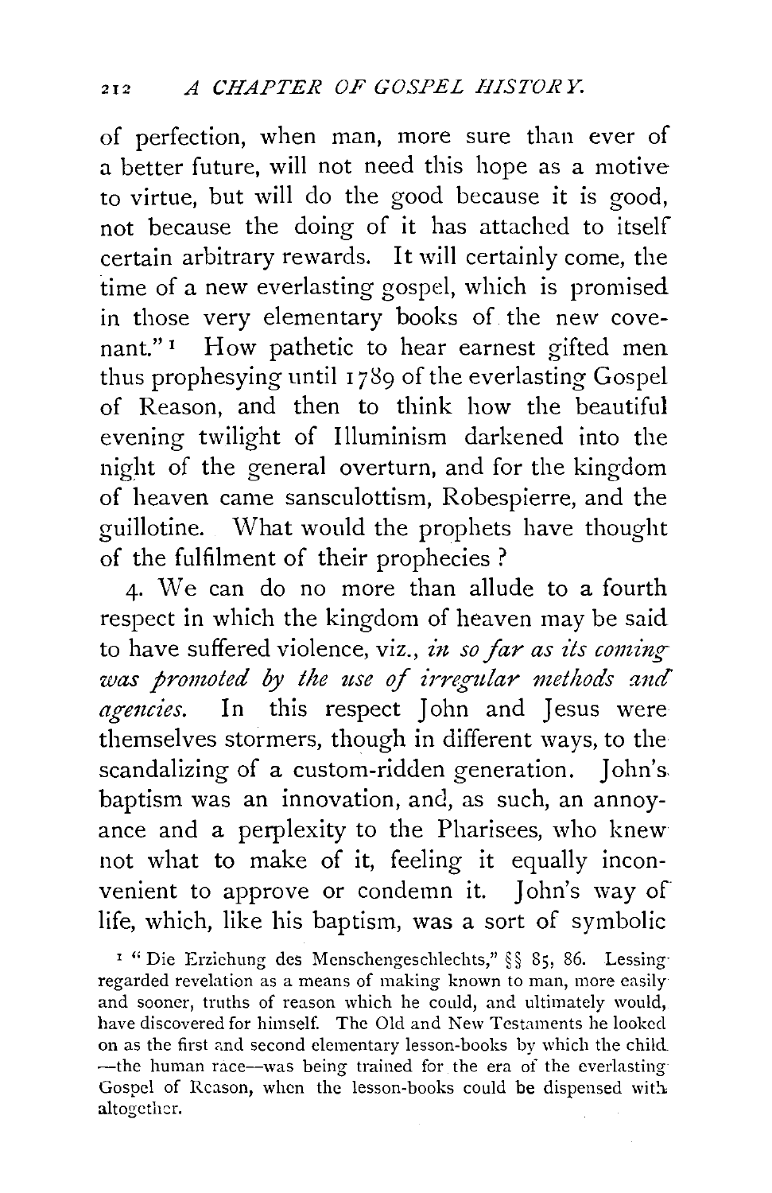of perfection, when man, more sure than ever of a better future, will not need this hope as a motive to virtue, but will do the good because it is good, not because the doing of it has attached to itself certain arbitrary rewards. It will certainly come, the time of a new everlasting gospel, which is promised in those very elementary books of the new covenant."[1] How pathetic to hear earnest gifted men thus prophesying until 1789 of the everlasting Gospel of Reason, and then to think how the beautiful evening twilight of Illuminism darkened into the night of the general overturn, and for the kingdom of heaven came sansculottism, Robespierre, and the guillotine. What would the prophets have thought of the fulfilment of their prophecies?

4. We can do no more than allude to a fourth respect in which the kingdom of heaven may be said to have suffered violence, viz., *in so far as its coming was promoted by the use of irregular methods and agencies.* In this respect John and Jesus were themselves stormers, though in different ways, to the scandalizing of a custom-ridden generation. John's baptism was an innovation, and, as such, an annoyance and a perplexity to the Pharisees, who knew not what to make of it, feeling it equally inconvenient to approve or condemn it. John's way of life, which, like his baptism, was a sort of symbolic

[1] "Die Erziehung des Menschengeschlechts," §§ 85, 86. Lessing regarded revelation as a means of making known to man, more easily and sooner, truths of reason which he could, and ultimately would, have discovered for himself. The Old and New Testaments he looked on as the first and second elementary lesson-books by which the child —the human race—was being trained for the era of the everlasting Gospel of Reason, when the lesson-books could be dispensed with altogether.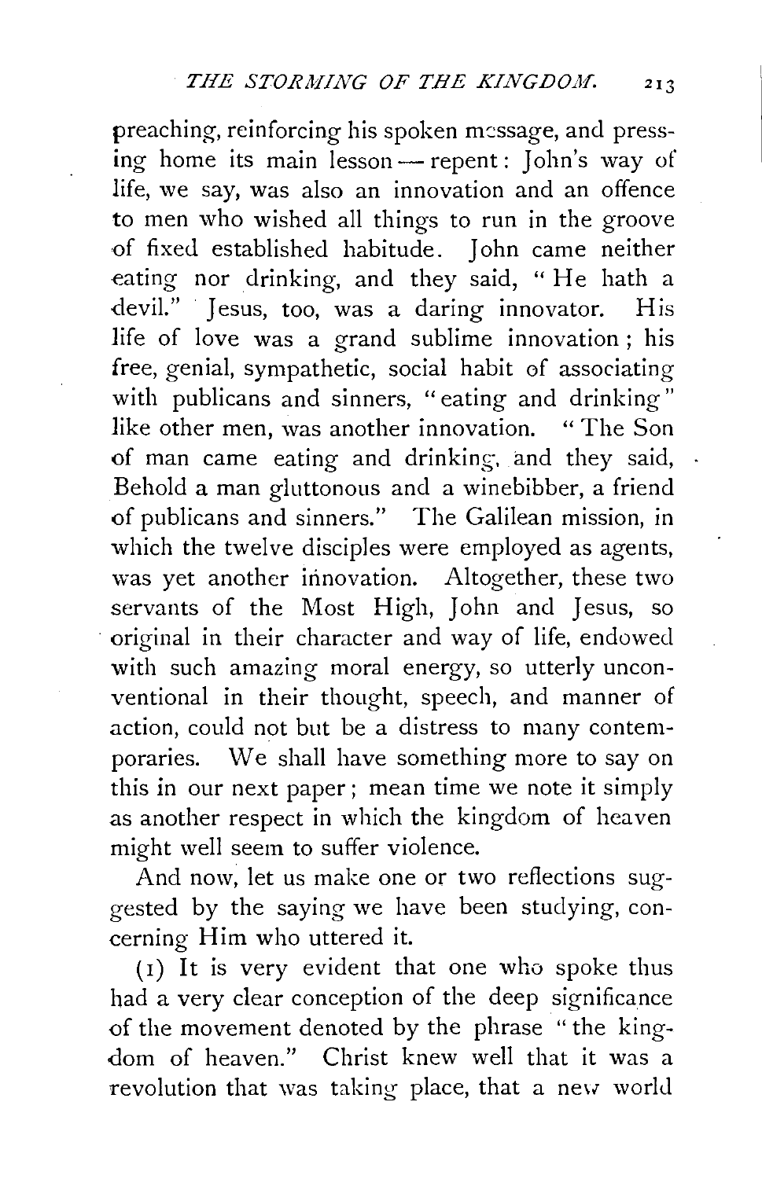preaching, reinforcing his spoken message, and pressing home its main lesson — repent: John's way of life, we say, was also an innovation and an offence to men who wished all things to run in the groove of fixed established habitude. John came neither eating nor drinking, and they said, "He hath a devil." Jesus, too, was a daring innovator. His life of love was a grand sublime innovation; his free, genial, sympathetic, social habit of associating with publicans and sinners, "eating and drinking" like other men, was another innovation. "The Son of man came eating and drinking, and they said, Behold a man gluttonous and a winebibber, a friend of publicans and sinners." The Galilean mission, in which the twelve disciples were employed as agents, was yet another innovation. Altogether, these two servants of the Most High, John and Jesus, so original in their character and way of life, endowed with such amazing moral energy, so utterly unconventional in their thought, speech, and manner of action, could not but be a distress to many contemporaries. We shall have something more to say on this in our next paper; mean time we note it simply as another respect in which the kingdom of heaven might well seem to suffer violence.

And now, let us make one or two reflections suggested by the saying we have been studying, concerning Him who uttered it.

(1) It is very evident that one who spoke thus had a very clear conception of the deep significance of the movement denoted by the phrase "the kingdom of heaven." Christ knew well that it was a revolution that was taking place, that a new world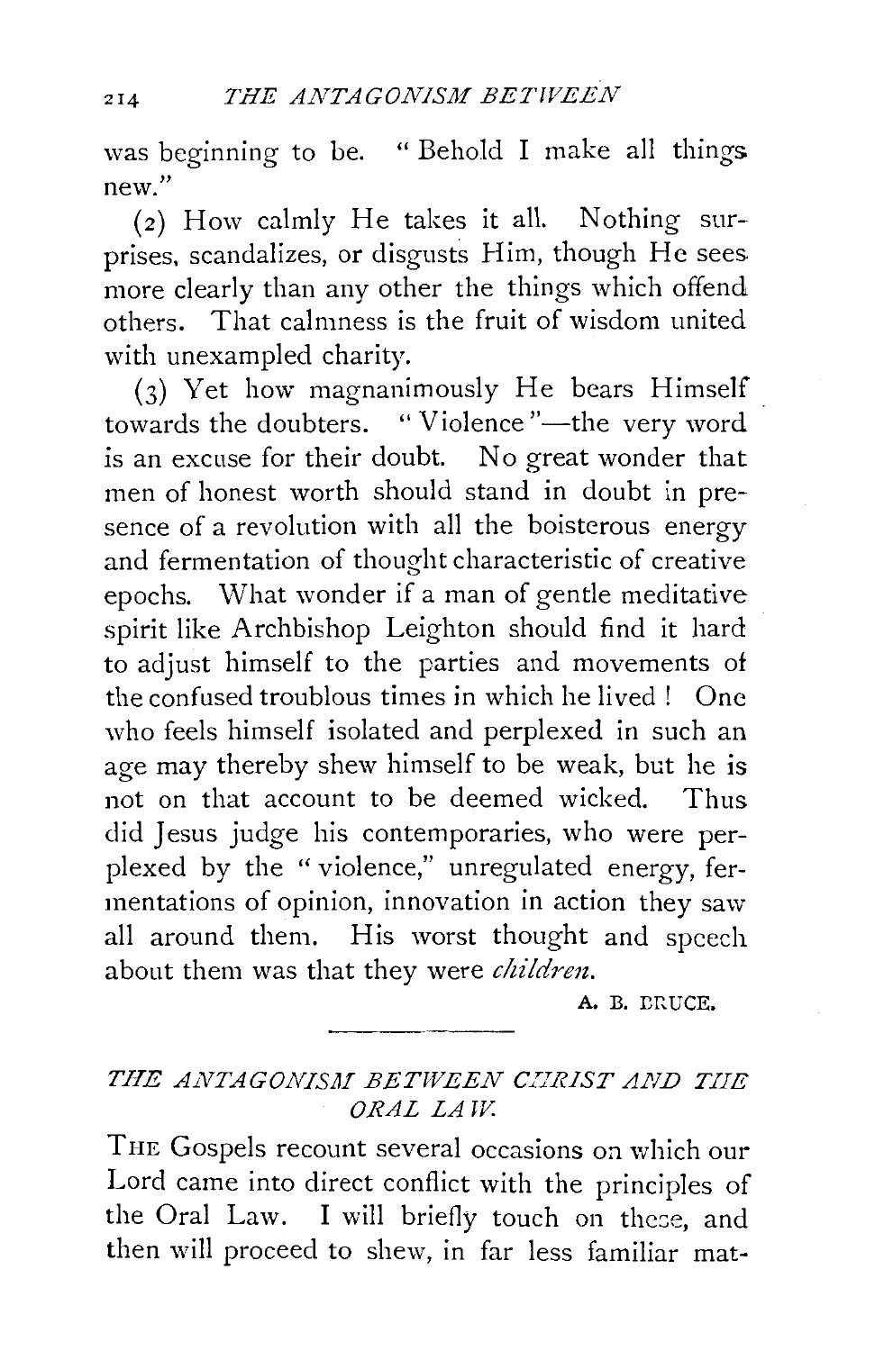was beginning to be. "Behold I make all things new."

(2) How calmly He takes it all. Nothing surprises, scandalizes, or disgusts Him, though He sees more clearly than any other the things which offend others. That calmness is the fruit of wisdom united with unexampled charity.

(3) Yet how magnanimously He bears Himself towards the doubters. "Violence"—the very word is an excuse for their doubt. No great wonder that men of honest worth should stand in doubt in presence of a revolution with all the boisterous energy and fermentation of thought characteristic of creative epochs. What wonder if a man of gentle meditative spirit like Archbishop Leighton should find it hard to adjust himself to the parties and movements of the confused troublous times in which he lived! One who feels himself isolated and perplexed in such an age may thereby shew himself to be weak, but he is not on that account to be deemed wicked. Thus did Jesus judge his contemporaries, who were perplexed by the "violence," unregulated energy, fermentations of opinion, innovation in action they saw all around them. His worst thought and speech about them was that they were *children*.

A. B. BRUCE.

---

## *THE ANTAGONISM BETWEEN CHRIST AND THE ORAL LAW.*

THE Gospels recount several occasions on which our Lord came into direct conflict with the principles of the Oral Law. I will briefly touch on these, and then will proceed to shew, in far less familiar mat-